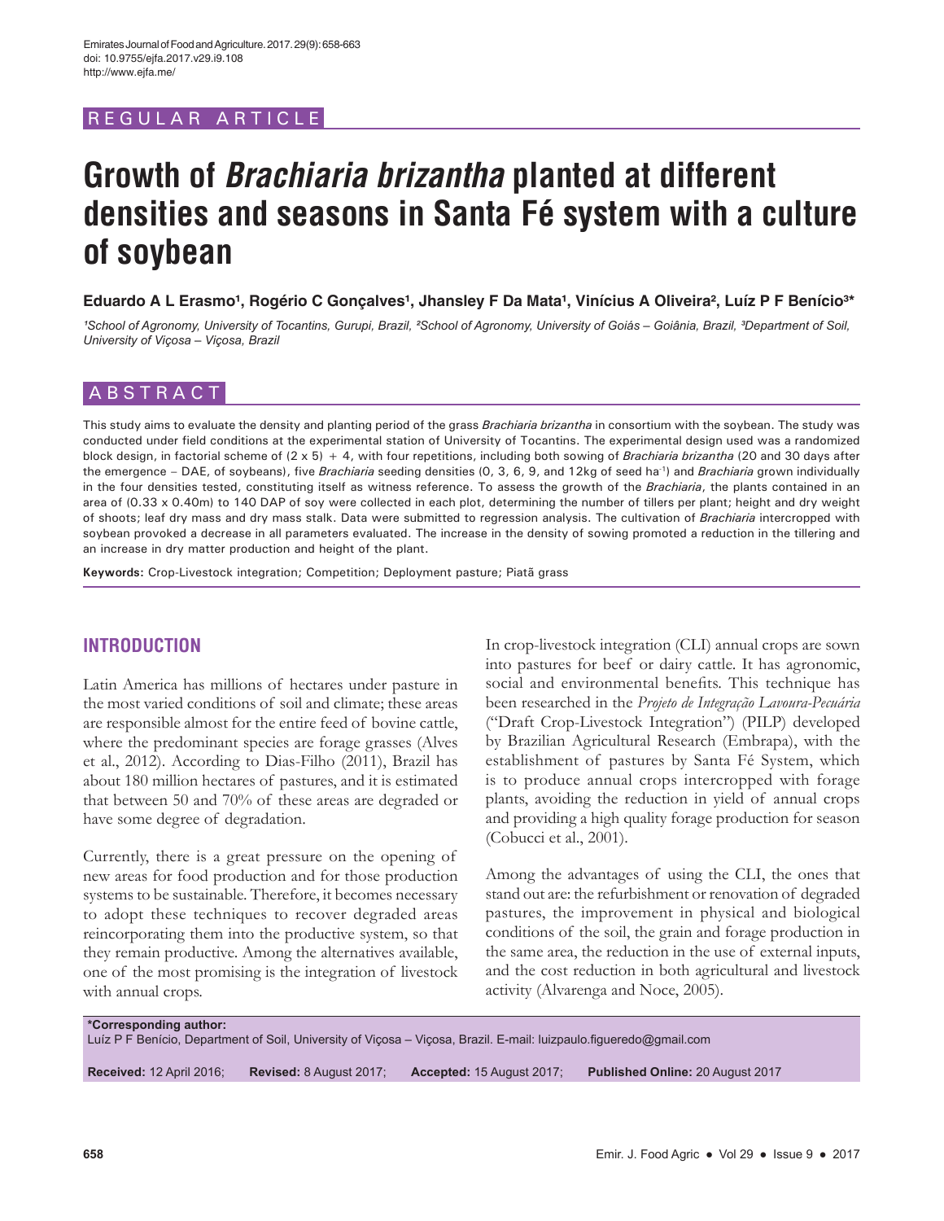REGULAR ARTICLE

# Growth of *Brachiaria brizantha* planted at different densities and seasons in Santa Fé system with a culture of soybean

**Eduardo A L Erasmo[1], Rogério C Gonçalves[1], Jhansley F Da Mata[1], Vinícius A Oliveira[2], Luíz P F Benício[3]***

*[1]School of Agronomy, University of Tocantins, Gurupi, Brazil, [2]School of Agronomy, University of Goiás – Goiânia, Brazil, [3]Department of Soil, University of Viçosa – Viçosa, Brazil*

## ABSTRACT

This study aims to evaluate the density and planting period of the grass *Brachiaria brizantha* in consortium with the soybean. The study was conducted under field conditions at the experimental station of University of Tocantins. The experimental design used was a randomized block design, in factorial scheme of (2 x 5) + 4, with four repetitions, including both sowing of *Brachiaria brizantha* (20 and 30 days after the emergence – DAE, of soybeans), five *Brachiaria* seeding densities (0, 3, 6, 9, and 12kg of seed ha$^{-1}$) and *Brachiaria* grown individually in the four densities tested, constituting itself as witness reference. To assess the growth of the *Brachiaria*, the plants contained in an area of (0.33 x 0.40m) to 140 DAP of soy were collected in each plot, determining the number of tillers per plant; height and dry weight of shoots; leaf dry mass and dry mass stalk. Data were submitted to regression analysis. The cultivation of *Brachiaria* intercropped with soybean provoked a decrease in all parameters evaluated. The increase in the density of sowing promoted a reduction in the tillering and an increase in dry matter production and height of the plant.

**Keywords:** Crop-Livestock integration; Competition; Deployment pasture; Piatã grass

## INTRODUCTION

Latin America has millions of hectares under pasture in the most varied conditions of soil and climate; these areas are responsible almost for the entire feed of bovine cattle, where the predominant species are forage grasses (Alves et al., 2012). According to Dias-Filho (2011), Brazil has about 180 million hectares of pastures, and it is estimated that between 50 and 70% of these areas are degraded or have some degree of degradation.

Currently, there is a great pressure on the opening of new areas for food production and for those production systems to be sustainable. Therefore, it becomes necessary to adopt these techniques to recover degraded areas reincorporating them into the productive system, so that they remain productive. Among the alternatives available, one of the most promising is the integration of livestock with annual crops.

In crop-livestock integration (CLI) annual crops are sown into pastures for beef or dairy cattle. It has agronomic, social and environmental benefits. This technique has been researched in the *Projeto de Integração Lavoura-Pecuária* ("Draft Crop-Livestock Integration") (PILP) developed by Brazilian Agricultural Research (Embrapa), with the establishment of pastures by Santa Fé System, which is to produce annual crops intercropped with forage plants, avoiding the reduction in yield of annual crops and providing a high quality forage production for season (Cobucci et al., 2001).

Among the advantages of using the CLI, the ones that stand out are: the refurbishment or renovation of degraded pastures, the improvement in physical and biological conditions of the soil, the grain and forage production in the same area, the reduction in the use of external inputs, and the cost reduction in both agricultural and livestock activity (Alvarenga and Noce, 2005).

**\*Corresponding author:**
Luíz P F Benício, Department of Soil, University of Viçosa – Viçosa, Brazil. E-mail: luizpaulo.figueredo@gmail.com

**Received:** 12 April 2016; **Revised:** 8 August 2017; **Accepted:** 15 August 2017; **Published Online:** 20 August 2017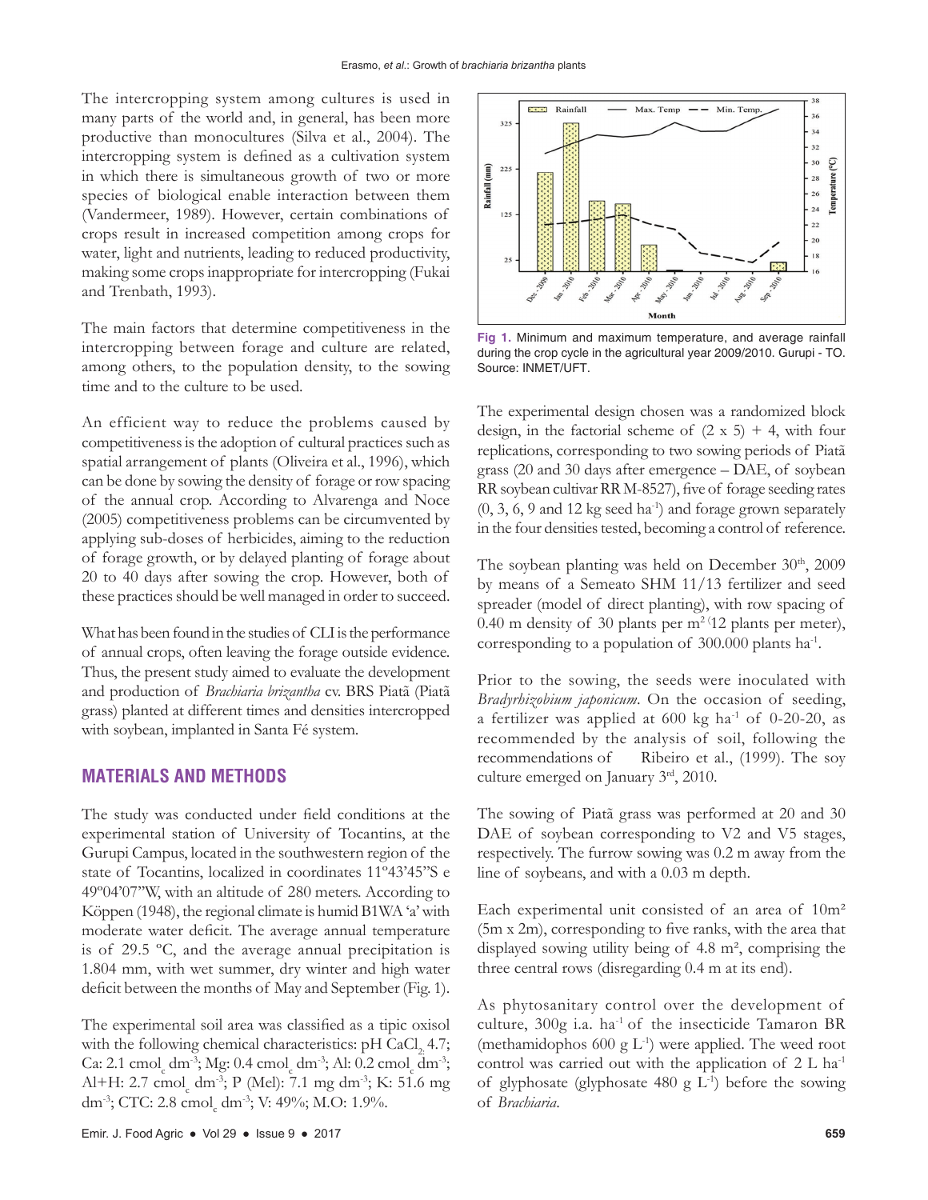The intercropping system among cultures is used in many parts of the world and, in general, has been more productive than monocultures (Silva et al., 2004). The intercropping system is defined as a cultivation system in which there is simultaneous growth of two or more species of biological enable interaction between them (Vandermeer, 1989). However, certain combinations of crops result in increased competition among crops for water, light and nutrients, leading to reduced productivity, making some crops inappropriate for intercropping (Fukai and Trenbath, 1993).

The main factors that determine competitiveness in the intercropping between forage and culture are related, among others, to the population density, to the sowing time and to the culture to be used.

An efficient way to reduce the problems caused by competitiveness is the adoption of cultural practices such as spatial arrangement of plants (Oliveira et al., 1996), which can be done by sowing the density of forage or row spacing of the annual crop. According to Alvarenga and Noce (2005) competitiveness problems can be circumvented by applying sub-doses of herbicides, aiming to the reduction of forage growth, or by delayed planting of forage about 20 to 40 days after sowing the crop. However, both of these practices should be well managed in order to succeed.

What has been found in the studies of CLI is the performance of annual crops, often leaving the forage outside evidence. Thus, the present study aimed to evaluate the development and production of *Brachiaria brizantha* cv. BRS Piatã (Piatã grass) planted at different times and densities intercropped with soybean, implanted in Santa Fé system.

## MATERIALS AND METHODS

The study was conducted under field conditions at the experimental station of University of Tocantins, at the Gurupi Campus, located in the southwestern region of the state of Tocantins, localized in coordinates 11º43'45"S e 49º04'07"W, with an altitude of 280 meters. According to Köppen (1948), the regional climate is humid B1WA 'a' with moderate water deficit. The average annual temperature is of 29.5 ºC, and the average annual precipitation is 1.804 mm, with wet summer, dry winter and high water deficit between the months of May and September (Fig. 1).

The experimental soil area was classified as a tipic oxisol with the following chemical characteristics: pH $CaCl_2$ 4.7; Ca: 2.1 $cmol_c\ dm^{-3}$; Mg: 0.4 $cmol_c\ dm^{-3}$; Al: 0.2 $cmol_c\ dm^{-3}$; Al+H: 2.7 $cmol_c\ dm^{-3}$; P (Mel): 7.1 mg $dm^{-3}$; K: 51.6 mg $dm^{-3}$; CTC: 2.8 $cmol_c\ dm^{-3}$; V: 49%; M.O: 1.9%.

**Fig 1.** Minimum and maximum temperature, and average rainfall during the crop cycle in the agricultural year 2009/2010. Gurupi - TO. Source: INMET/UFT.

The experimental design chosen was a randomized block design, in the factorial scheme of (2 x 5) + 4, with four replications, corresponding to two sowing periods of Piatã grass (20 and 30 days after emergence – DAE, of soybean RR soybean cultivar RR M-8527), five of forage seeding rates (0, 3, 6, 9 and 12 kg seed $ha^{-1}$) and forage grown separately in the four densities tested, becoming a control of reference.

The soybean planting was held on December 30[th], 2009 by means of a Semeato SHM 11/13 fertilizer and seed spreader (model of direct planting), with row spacing of 0.40 m density of 30 plants per $m^2$ (12 plants per meter), corresponding to a population of 300.000 plants $ha^{-1}$.

Prior to the sowing, the seeds were inoculated with *Bradyrhizobium japonicum*. On the occasion of seeding, a fertilizer was applied at 600 kg $ha^{-1}$ of 0-20-20, as recommended by the analysis of soil, following the recommendations of Ribeiro et al., (1999). The soy culture emerged on January 3[rd], 2010.

The sowing of Piatã grass was performed at 20 and 30 DAE of soybean corresponding to V2 and V5 stages, respectively. The furrow sowing was 0.2 m away from the line of soybeans, and with a 0.03 m depth.

Each experimental unit consisted of an area of 10m² (5m x 2m), corresponding to five ranks, with the area that displayed sowing utility being of 4.8 m², comprising the three central rows (disregarding 0.4 m at its end).

As phytosanitary control over the development of culture, 300g i.a. $ha^{-1}$ of the insecticide Tamaron BR (methamidophos 600 g $L^{-1}$) were applied. The weed root control was carried out with the application of 2 L $ha^{-1}$ of glyphosate (glyphosate 480 g $L^{-1}$) before the sowing of *Brachiaria*.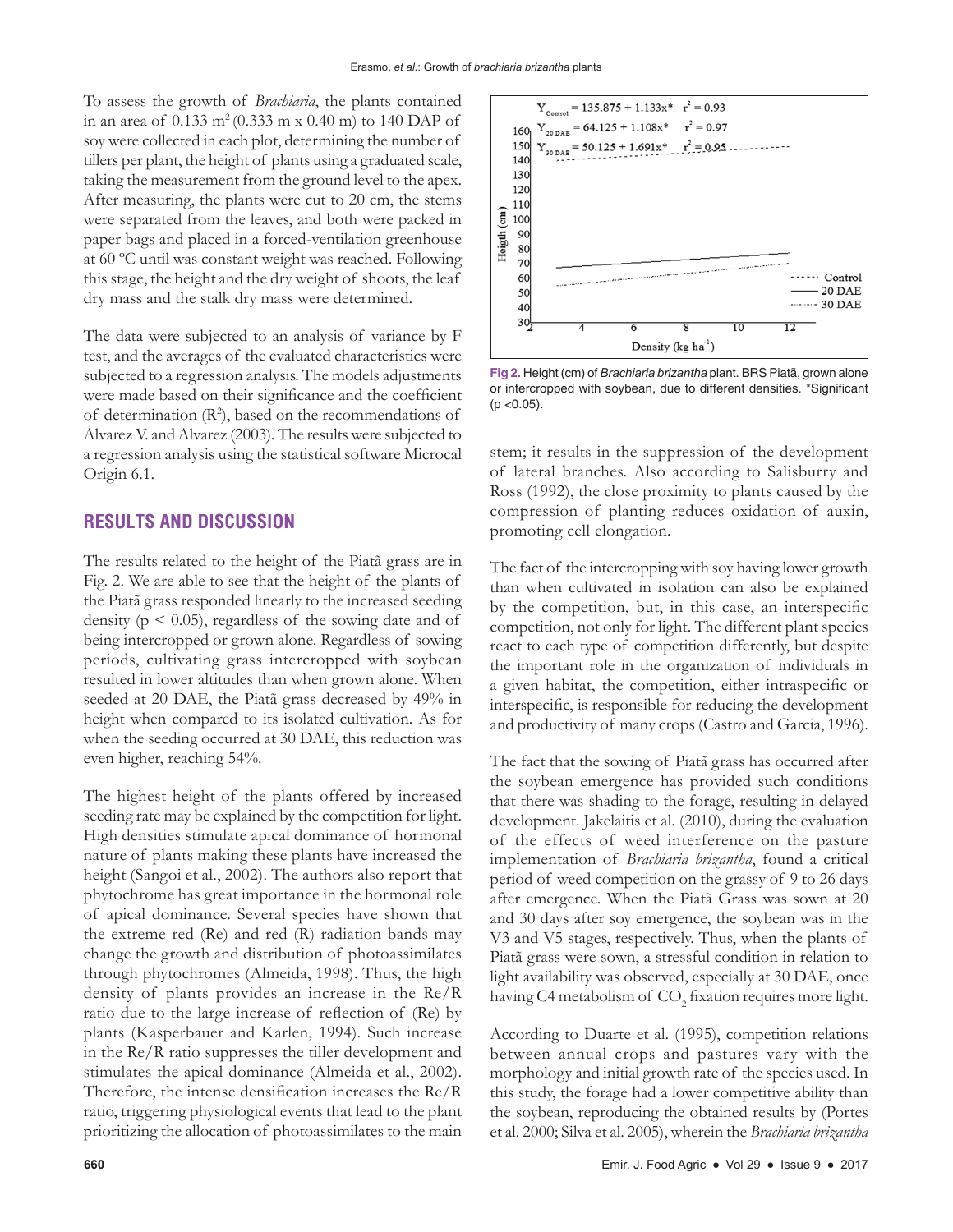To assess the growth of *Brachiaria*, the plants contained in an area of 0.133 $m^2$ (0.333 m x 0.40 m) to 140 DAP of soy were collected in each plot, determining the number of tillers per plant, the height of plants using a graduated scale, taking the measurement from the ground level to the apex. After measuring, the plants were cut to 20 cm, the stems were separated from the leaves, and both were packed in paper bags and placed in a forced-ventilation greenhouse at 60 ºC until was constant weight was reached. Following this stage, the height and the dry weight of shoots, the leaf dry mass and the stalk dry mass were determined.

The data were subjected to an analysis of variance by F test, and the averages of the evaluated characteristics were subjected to a regression analysis. The models adjustments were made based on their significance and the coefficient of determination ($R^2$), based on the recommendations of Alvarez V. and Alvarez (2003). The results were subjected to a regression analysis using the statistical software Microcal Origin 6.1.

## RESULTS AND DISCUSSION

The results related to the height of the Piatã grass are in Fig. 2. We are able to see that the height of the plants of the Piatã grass responded linearly to the increased seeding density ($p < 0.05$), regardless of the sowing date and of being intercropped or grown alone. Regardless of sowing periods, cultivating grass intercropped with soybean resulted in lower altitudes than when grown alone. When seeded at 20 DAE, the Piatã grass decreased by 49% in height when compared to its isolated cultivation. As for when the seeding occurred at 30 DAE, this reduction was even higher, reaching 54%.

$Y_{Control} = 135.875 + 1.133x^*$ $r^2 = 0.93$

$Y_{20\,DAE} = 64.125 + 1.108x^*$ $r^2 = 0.97$

$Y_{30\,DAE} = 50.125 + 1.691x^*$ $r^2 = 0.95$

**Fig 2.** Height (cm) of *Brachiaria brizantha* plant. BRS Piatã, grown alone or intercropped with soybean, due to different densities. *Significant ($p < 0.05$).

The highest height of the plants offered by increased seeding rate may be explained by the competition for light. High densities stimulate apical dominance of hormonal nature of plants making these plants have increased the height (Sangoi et al., 2002). The authors also report that phytochrome has great importance in the hormonal role of apical dominance. Several species have shown that the extreme red (Re) and red (R) radiation bands may change the growth and distribution of photoassimilates through phytochromes (Almeida, 1998). Thus, the high density of plants provides an increase in the Re/R ratio due to the large increase of reflection of (Re) by plants (Kasperbauer and Karlen, 1994). Such increase in the Re/R ratio suppresses the tiller development and stimulates the apical dominance (Almeida et al., 2002). Therefore, the intense densification increases the Re/R ratio, triggering physiological events that lead to the plant prioritizing the allocation of photoassimilates to the main stem; it results in the suppression of the development of lateral branches. Also according to Salisburry and Ross (1992), the close proximity to plants caused by the compression of planting reduces oxidation of auxin, promoting cell elongation.

The fact of the intercropping with soy having lower growth than when cultivated in isolation can also be explained by the competition, but, in this case, an interspecific competition, not only for light. The different plant species react to each type of competition differently, but despite the important role in the organization of individuals in a given habitat, the competition, either intraspecific or interspecific, is responsible for reducing the development and productivity of many crops (Castro and Garcia, 1996).

The fact that the sowing of Piatã grass has occurred after the soybean emergence has provided such conditions that there was shading to the forage, resulting in delayed development. Jakelaitis et al. (2010), during the evaluation of the effects of weed interference on the pasture implementation of *Brachiaria brizantha*, found a critical period of weed competition on the grassy of 9 to 26 days after emergence. When the Piatã Grass was sown at 20 and 30 days after soy emergence, the soybean was in the V3 and V5 stages, respectively. Thus, when the plants of Piatã grass were sown, a stressful condition in relation to light availability was observed, especially at 30 DAE, once having C4 metabolism of $CO_2$ fixation requires more light.

According to Duarte et al. (1995), competition relations between annual crops and pastures vary with the morphology and initial growth rate of the species used. In this study, the forage had a lower competitive ability than the soybean, reproducing the obtained results by (Portes et al. 2000; Silva et al. 2005), wherein the *Brachiaria brizantha*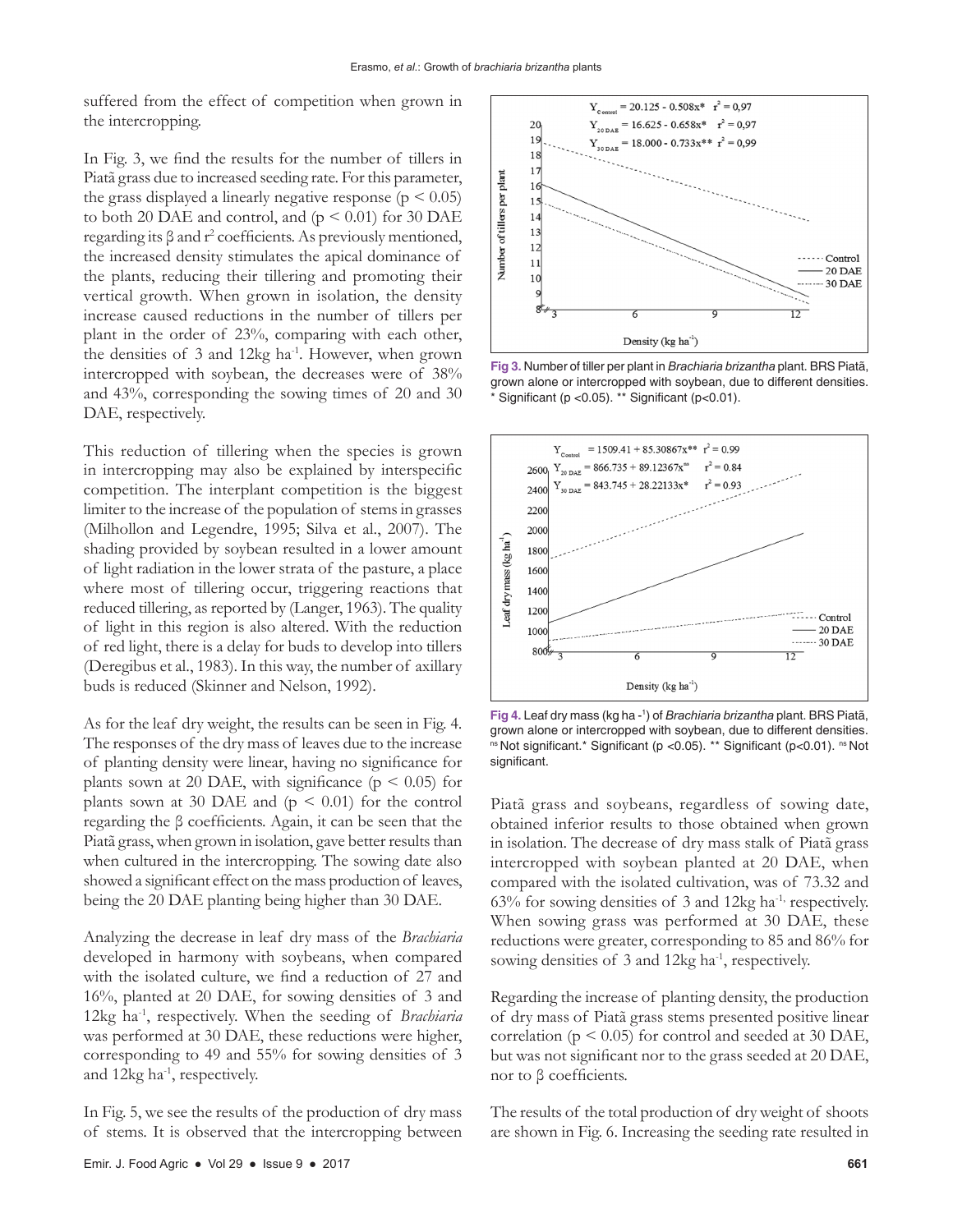suffered from the effect of competition when grown in the intercropping.

In Fig. 3, we find the results for the number of tillers in Piatã grass due to increased seeding rate. For this parameter, the grass displayed a linearly negative response ($p < 0.05$) to both 20 DAE and control, and ($p < 0.01$) for 30 DAE regarding its $\beta$ and $r^2$ coefficients. As previously mentioned, the increased density stimulates the apical dominance of the plants, reducing their tillering and promoting their vertical growth. When grown in isolation, the density increase caused reductions in the number of tillers per plant in the order of 23%, comparing with each other, the densities of 3 and 12kg ha$^{-1}$. However, when grown intercropped with soybean, the decreases were of 38% and 43%, corresponding the sowing times of 20 and 30 DAE, respectively.

This reduction of tillering when the species is grown in intercropping may also be explained by interspecific competition. The interplant competition is the biggest limiter to the increase of the population of stems in grasses (Milhollon and Legendre, 1995; Silva et al., 2007). The shading provided by soybean resulted in a lower amount of light radiation in the lower strata of the pasture, a place where most of tillering occur, triggering reactions that reduced tillering, as reported by (Langer, 1963). The quality of light in this region is also altered. With the reduction of red light, there is a delay for buds to develop into tillers (Deregibus et al., 1983). In this way, the number of axillary buds is reduced (Skinner and Nelson, 1992).

As for the leaf dry weight, the results can be seen in Fig. 4. The responses of the dry mass of leaves due to the increase of planting density were linear, having no significance for plants sown at 20 DAE, with significance ($p < 0.05$) for plants sown at 30 DAE and ($p < 0.01$) for the control regarding the $\beta$ coefficients. Again, it can be seen that the Piatã grass, when grown in isolation, gave better results than when cultured in the intercropping. The sowing date also showed a significant effect on the mass production of leaves, being the 20 DAE planting being higher than 30 DAE.

Analyzing the decrease in leaf dry mass of the *Brachiaria* developed in harmony with soybeans, when compared with the isolated culture, we find a reduction of 27 and 16%, planted at 20 DAE, for sowing densities of 3 and 12kg ha$^{-1}$, respectively. When the seeding of *Brachiaria* was performed at 30 DAE, these reductions were higher, corresponding to 49 and 55% for sowing densities of 3 and 12kg ha$^{-1}$, respectively.

In Fig. 5, we see the results of the production of dry mass of stems. It is observed that the intercropping between Piatã grass and soybeans, regardless of sowing date, obtained inferior results to those obtained when grown in isolation. The decrease of dry mass stalk of Piatã grass intercropped with soybean planted at 20 DAE, when compared with the isolated cultivation, was of 73.32 and 63% for sowing densities of 3 and 12kg ha$^{-1}$, respectively. When sowing grass was performed at 30 DAE, these reductions were greater, corresponding to 85 and 86% for sowing densities of 3 and 12kg ha$^{-1}$, respectively.

Regarding the increase of planting density, the production of dry mass of Piatã grass stems presented positive linear correlation ($p < 0.05$) for control and seeded at 30 DAE, but was not significant nor to the grass seeded at 20 DAE, nor to $\beta$ coefficients.

The results of the total production of dry weight of shoots are shown in Fig. 6. Increasing the seeding rate resulted in

$Y_{Control} = 20.125 - 0.508x^{*}$ $r^2 = 0{,}97$

$Y_{20\,DAE} = 16.625 - 0.658x^{*}$ $r^2 = 0{,}97$

$Y_{30\,DAE} = 18.000 - 0.733x^{**}$ $r^2 = 0{,}99$

**Fig 3.** Number of tiller per plant in *Brachiaria brizantha* plant. BRS Piatã, grown alone or intercropped with soybean, due to different densities. * Significant (p <0.05). ** Significant (p<0.01).

$Y_{Control} = 1509.41 + 85.30867x^{**}$ $r^2 = 0.99$

$Y_{20\,DAE} = 866.735 + 89.12367x^{ns}$ $r^2 = 0.84$

$Y_{30\,DAE} = 843.745 + 28.22133x^{*}$ $r^2 = 0.93$

**Fig 4.** Leaf dry mass (kg ha$^{-1}$) of *Brachiaria brizantha* plant. BRS Piatã, grown alone or intercropped with soybean, due to different densities. ns Not significant.* Significant (p <0.05). ** Significant (p<0.01). ns Not significant.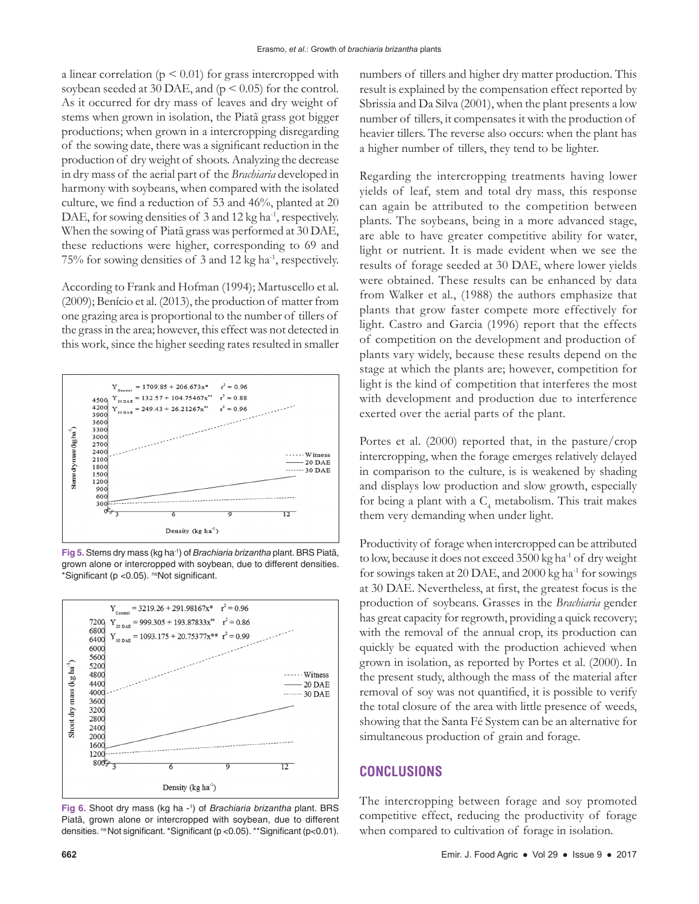a linear correlation ($p < 0.01$) for grass intercropped with soybean seeded at 30 DAE, and ($p < 0.05$) for the control. As it occurred for dry mass of leaves and dry weight of stems when grown in isolation, the Piatã grass got bigger productions; when grown in a intercropping disregarding of the sowing date, there was a significant reduction in the production of dry weight of shoots. Analyzing the decrease in dry mass of the aerial part of the *Brachiaria* developed in harmony with soybeans, when compared with the isolated culture, we find a reduction of 53 and 46%, planted at 20 DAE, for sowing densities of 3 and 12 kg ha$^{-1}$, respectively. When the sowing of Piatã grass was performed at 30 DAE, these reductions were higher, corresponding to 69 and 75% for sowing densities of 3 and 12 kg ha$^{-1}$, respectively.

According to Frank and Hofman (1994); Martuscello et al. (2009); Benício et al. (2013), the production of matter from one grazing area is proportional to the number of tillers of the grass in the area; however, this effect was not detected in this work, since the higher seeding rates resulted in smaller numbers of tillers and higher dry matter production. This result is explained by the compensation effect reported by Sbrissia and Da Silva (2001), when the plant presents a low number of tillers, it compensates it with the production of heavier tillers. The reverse also occurs: when the plant has a higher number of tillers, they tend to be lighter.

$Y_{Control} = 1709.85 + 206.673x^{*}$ $r^2 = 0.96$

$Y_{20\,DAE} = 132.57 + 104.75467x^{**}$ $r^2 = 0.88$

$Y_{30\,DAE} = 249.43 + 26.21267x^{ns}$ $r^2 = 0.96$

**Fig 5.** Stems dry mass (kg ha$^{-1}$) of *Brachiaria brizantha* plant. BRS Piatã, grown alone or intercropped with soybean, due to different densities. *Significant ($p < 0.05$). nsNot significant.

$Y_{Control} = 3219.26 + 291.98167x^{*}$ $r^2 = 0.96$

$Y_{20\,DAE} = 999.305 + 193.87833x^{ns}$ $r^2 = 0.86$

$Y_{30\,DAE} = 1093.175 + 20.75377x^{**}$ $r^2 = 0.99$

**Fig 6.** Shoot dry mass (kg ha$^{-1}$) of *Brachiaria brizantha* plant. BRS Piatã, grown alone or intercropped with soybean, due to different densities. nsNot significant. *Significant ($p < 0.05$). **Significant ($p < 0.01$).

Regarding the intercropping treatments having lower yields of leaf, stem and total dry mass, this response can again be attributed to the competition between plants. The soybeans, being in a more advanced stage, are able to have greater competitive ability for water, light or nutrient. It is made evident when we see the results of forage seeded at 30 DAE, where lower yields were obtained. These results can be enhanced by data from Walker et al., (1988) the authors emphasize that plants that grow faster compete more effectively for light. Castro and Garcia (1996) report that the effects of competition on the development and production of plants vary widely, because these results depend on the stage at which the plants are; however, competition for light is the kind of competition that interferes the most with development and production due to interference exerted over the aerial parts of the plant.

Portes et al. (2000) reported that, in the pasture/crop intercropping, when the forage emerges relatively delayed in comparison to the culture, is is weakened by shading and displays low production and slow growth, especially for being a plant with a $C_4$ metabolism. This trait makes them very demanding when under light.

Productivity of forage when intercropped can be attributed to low, because it does not exceed 3500 kg ha$^{-1}$ of dry weight for sowings taken at 20 DAE, and 2000 kg ha$^{-1}$ for sowings at 30 DAE. Nevertheless, at first, the greatest focus is the production of soybeans. Grasses in the *Brachiaria* gender has great capacity for regrowth, providing a quick recovery; with the removal of the annual crop, its production can quickly be equated with the production achieved when grown in isolation, as reported by Portes et al. (2000). In the present study, although the mass of the material after removal of soy was not quantified, it is possible to verify the total closure of the area with little presence of weeds, showing that the Santa Fé System can be an alternative for simultaneous production of grain and forage.

## CONCLUSIONS

The intercropping between forage and soy promoted competitive effect, reducing the productivity of forage when compared to cultivation of forage in isolation.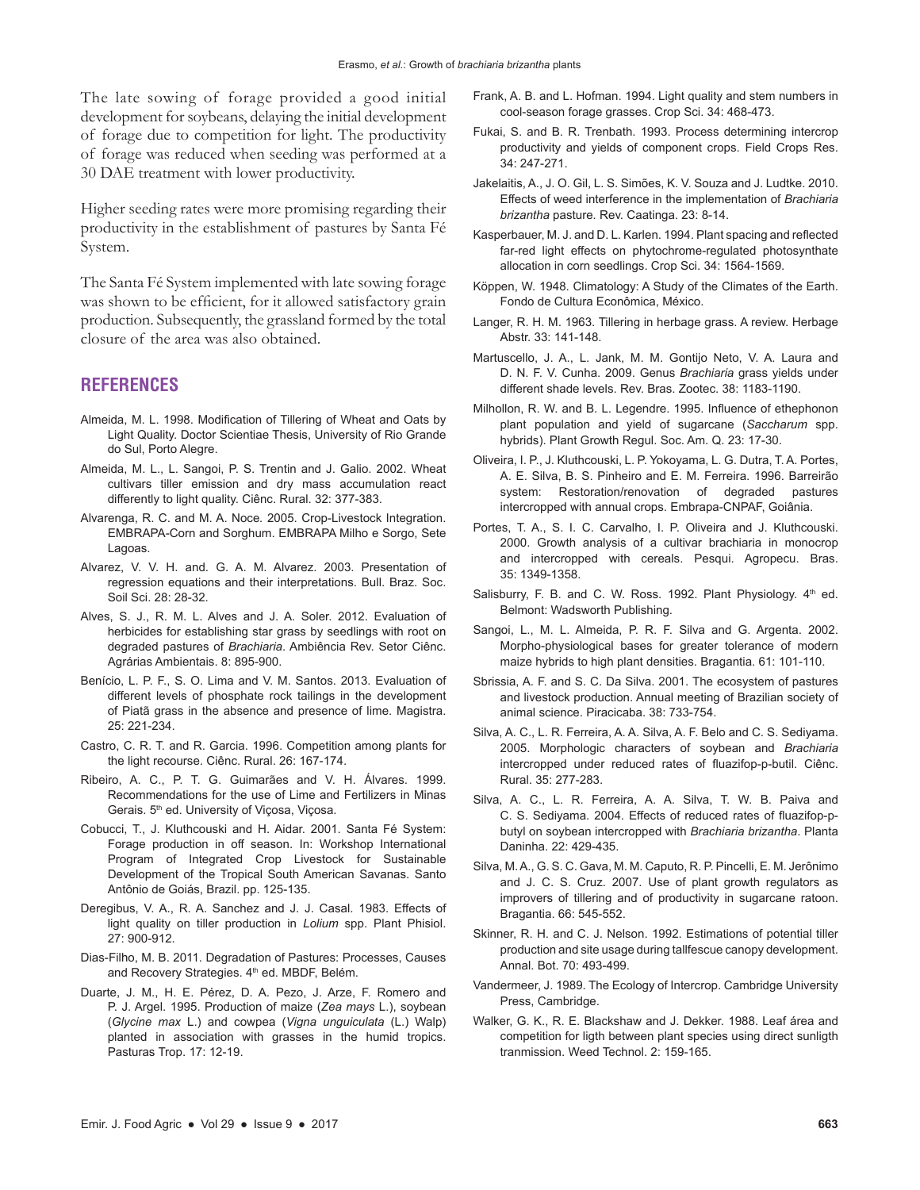The late sowing of forage provided a good initial development for soybeans, delaying the initial development of forage due to competition for light. The productivity of forage was reduced when seeding was performed at a 30 DAE treatment with lower productivity.

Higher seeding rates were more promising regarding their productivity in the establishment of pastures by Santa Fé System.

The Santa Fé System implemented with late sowing forage was shown to be efficient, for it allowed satisfactory grain production. Subsequently, the grassland formed by the total closure of the area was also obtained.

## REFERENCES

Almeida, M. L. 1998. Modification of Tillering of Wheat and Oats by Light Quality. Doctor Scientiae Thesis, University of Rio Grande do Sul, Porto Alegre.

Almeida, M. L., L. Sangoi, P. S. Trentin and J. Galio. 2002. Wheat cultivars tiller emission and dry mass accumulation react differently to light quality. Ciênc. Rural. 32: 377-383.

Alvarenga, R. C. and M. A. Noce. 2005. Crop-Livestock Integration. EMBRAPA-Corn and Sorghum. EMBRAPA Milho e Sorgo, Sete Lagoas.

Alvarez, V. V. H. and. G. A. M. Alvarez. 2003. Presentation of regression equations and their interpretations. Bull. Braz. Soc. Soil Sci. 28: 28-32.

Alves, S. J., R. M. L. Alves and J. A. Soler. 2012. Evaluation of herbicides for establishing star grass by seedlings with root on degraded pastures of *Brachiaria*. Ambiência Rev. Setor Ciênc. Agrárias Ambientais. 8: 895-900.

Benício, L. P. F., S. O. Lima and V. M. Santos. 2013. Evaluation of different levels of phosphate rock tailings in the development of Piatã grass in the absence and presence of lime. Magistra. 25: 221-234.

Castro, C. R. T. and R. Garcia. 1996. Competition among plants for the light recourse. Ciênc. Rural. 26: 167-174.

Ribeiro, A. C., P. T. G. Guimarães and V. H. Álvares. 1999. Recommendations for the use of Lime and Fertilizers in Minas Gerais. 5th ed. University of Viçosa, Viçosa.

Cobucci, T., J. Kluthcouski and H. Aidar. 2001. Santa Fé System: Forage production in off season. In: Workshop International Program of Integrated Crop Livestock for Sustainable Development of the Tropical South American Savanas. Santo Antônio de Goiás, Brazil. pp. 125-135.

Deregibus, V. A., R. A. Sanchez and J. J. Casal. 1983. Effects of light quality on tiller production in *Lolium* spp. Plant Phisiol. 27: 900-912.

Dias-Filho, M. B. 2011. Degradation of Pastures: Processes, Causes and Recovery Strategies. 4th ed. MBDF, Belém.

Duarte, J. M., H. E. Pérez, D. A. Pezo, J. Arze, F. Romero and P. J. Argel. 1995. Production of maize (*Zea mays* L.), soybean (*Glycine max* L.) and cowpea (*Vigna unguiculata* (L.) Walp) planted in association with grasses in the humid tropics. Pasturas Trop. 17: 12-19.

Frank, A. B. and L. Hofman. 1994. Light quality and stem numbers in cool-season forage grasses. Crop Sci. 34: 468-473.

Fukai, S. and B. R. Trenbath. 1993. Process determining intercrop productivity and yields of component crops. Field Crops Res. 34: 247-271.

Jakelaitis, A., J. O. Gil, L. S. Simões, K. V. Souza and J. Ludtke. 2010. Effects of weed interference in the implementation of *Brachiaria brizantha* pasture. Rev. Caatinga. 23: 8-14.

Kasperbauer, M. J. and D. L. Karlen. 1994. Plant spacing and reflected far-red light effects on phytochrome-regulated photosynthate allocation in corn seedlings. Crop Sci. 34: 1564-1569.

Köppen, W. 1948. Climatology: A Study of the Climates of the Earth. Fondo de Cultura Econômica, México.

Langer, R. H. M. 1963. Tillering in herbage grass. A review. Herbage Abstr. 33: 141-148.

Martuscello, J. A., L. Jank, M. M. Gontijo Neto, V. A. Laura and D. N. F. V. Cunha. 2009. Genus *Brachiaria* grass yields under different shade levels. Rev. Bras. Zootec. 38: 1183-1190.

Milhollon, R. W. and B. L. Legendre. 1995. Influence of ethephonon plant population and yield of sugarcane (*Saccharum* spp. hybrids). Plant Growth Regul. Soc. Am. Q. 23: 17-30.

Oliveira, I. P., J. Kluthcouski, L. P. Yokoyama, L. G. Dutra, T. A. Portes, A. E. Silva, B. S. Pinheiro and E. M. Ferreira. 1996. Barreirão system: Restoration/renovation of degraded pastures intercropped with annual crops. Embrapa-CNPAF, Goiânia.

Portes, T. A., S. I. C. Carvalho, I. P. Oliveira and J. Kluthcouski. 2000. Growth analysis of a cultivar brachiaria in monocrop and intercropped with cereals. Pesqui. Agropecu. Bras. 35: 1349-1358.

Salisburry, F. B. and C. W. Ross. 1992. Plant Physiology. 4th ed. Belmont: Wadsworth Publishing.

Sangoi, L., M. L. Almeida, P. R. F. Silva and G. Argenta. 2002. Morpho-physiological bases for greater tolerance of modern maize hybrids to high plant densities. Bragantia. 61: 101-110.

Sbrissia, A. F. and S. C. Da Silva. 2001. The ecosystem of pastures and livestock production. Annual meeting of Brazilian society of animal science. Piracicaba. 38: 733-754.

Silva, A. C., L. R. Ferreira, A. A. Silva, A. F. Belo and C. S. Sediyama. 2005. Morphologic characters of soybean and *Brachiaria* intercropped under reduced rates of fluazifop-p-butil. Ciênc. Rural. 35: 277-283.

Silva, A. C., L. R. Ferreira, A. A. Silva, T. W. B. Paiva and C. S. Sediyama. 2004. Effects of reduced rates of fluazifop-p-butyl on soybean intercropped with *Brachiaria brizantha*. Planta Daninha. 22: 429-435.

Silva, M. A., G. S. C. Gava, M. M. Caputo, R. P. Pincelli, E. M. Jerônimo and J. C. S. Cruz. 2007. Use of plant growth regulators as improvers of tillering and of productivity in sugarcane ratoon. Bragantia. 66: 545-552.

Skinner, R. H. and C. J. Nelson. 1992. Estimations of potential tiller production and site usage during tallfescue canopy development. Annal. Bot. 70: 493-499.

Vandermeer, J. 1989. The Ecology of Intercrop. Cambridge University Press, Cambridge.

Walker, G. K., R. E. Blackshaw and J. Dekker. 1988. Leaf área and competition for ligth between plant species using direct sunligth tranmission. Weed Technol. 2: 159-165.